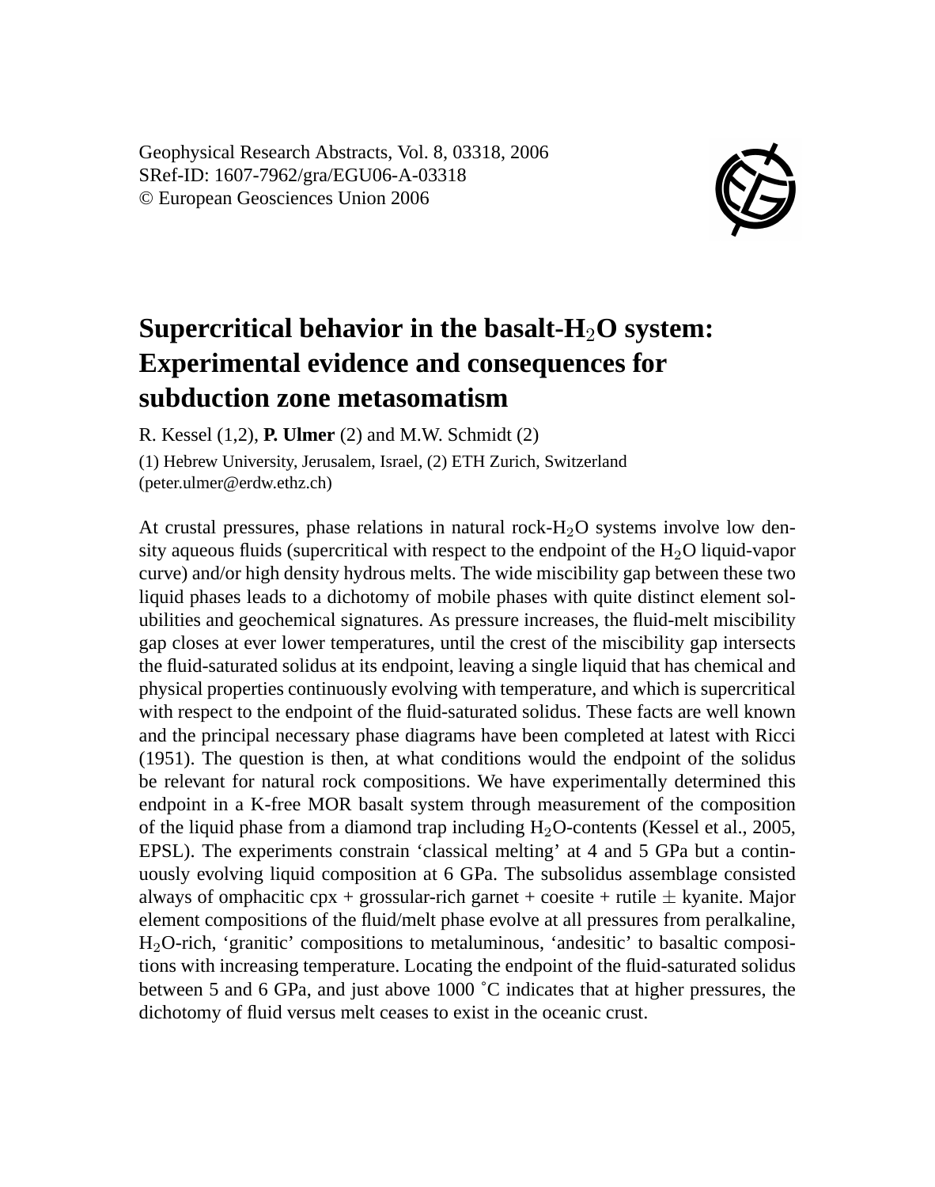Geophysical Research Abstracts, Vol. 8, 03318, 2006
SRef-ID: 1607-7962/gra/EGU06-A-03318
© European Geosciences Union 2006

# Supercritical behavior in the basalt-$H_2O$ system: Experimental evidence and consequences for subduction zone metasomatism

R. Kessel (1,2), **P. Ulmer** (2) and M.W. Schmidt (2)

(1) Hebrew University, Jerusalem, Israel, (2) ETH Zurich, Switzerland (peter.ulmer@erdw.ethz.ch)

At crustal pressures, phase relations in natural rock-$H_2O$ systems involve low density aqueous fluids (supercritical with respect to the endpoint of the $H_2O$ liquid-vapor curve) and/or high density hydrous melts. The wide miscibility gap between these two liquid phases leads to a dichotomy of mobile phases with quite distinct element solubilities and geochemical signatures. As pressure increases, the fluid-melt miscibility gap closes at ever lower temperatures, until the crest of the miscibility gap intersects the fluid-saturated solidus at its endpoint, leaving a single liquid that has chemical and physical properties continuously evolving with temperature, and which is supercritical with respect to the endpoint of the fluid-saturated solidus. These facts are well known and the principal necessary phase diagrams have been completed at latest with Ricci (1951). The question is then, at what conditions would the endpoint of the solidus be relevant for natural rock compositions. We have experimentally determined this endpoint in a K-free MOR basalt system through measurement of the composition of the liquid phase from a diamond trap including $H_2O$-contents (Kessel et al., 2005, EPSL). The experiments constrain 'classical melting' at 4 and 5 GPa but a continuously evolving liquid composition at 6 GPa. The subsolidus assemblage consisted always of omphacitic cpx + grossular-rich garnet + coesite + rutile $\pm$ kyanite. Major element compositions of the fluid/melt phase evolve at all pressures from peralkaline, $H_2O$-rich, 'granitic' compositions to metaluminous, 'andesitic' to basaltic compositions with increasing temperature. Locating the endpoint of the fluid-saturated solidus between 5 and 6 GPa, and just above 1000 ˚C indicates that at higher pressures, the dichotomy of fluid versus melt ceases to exist in the oceanic crust.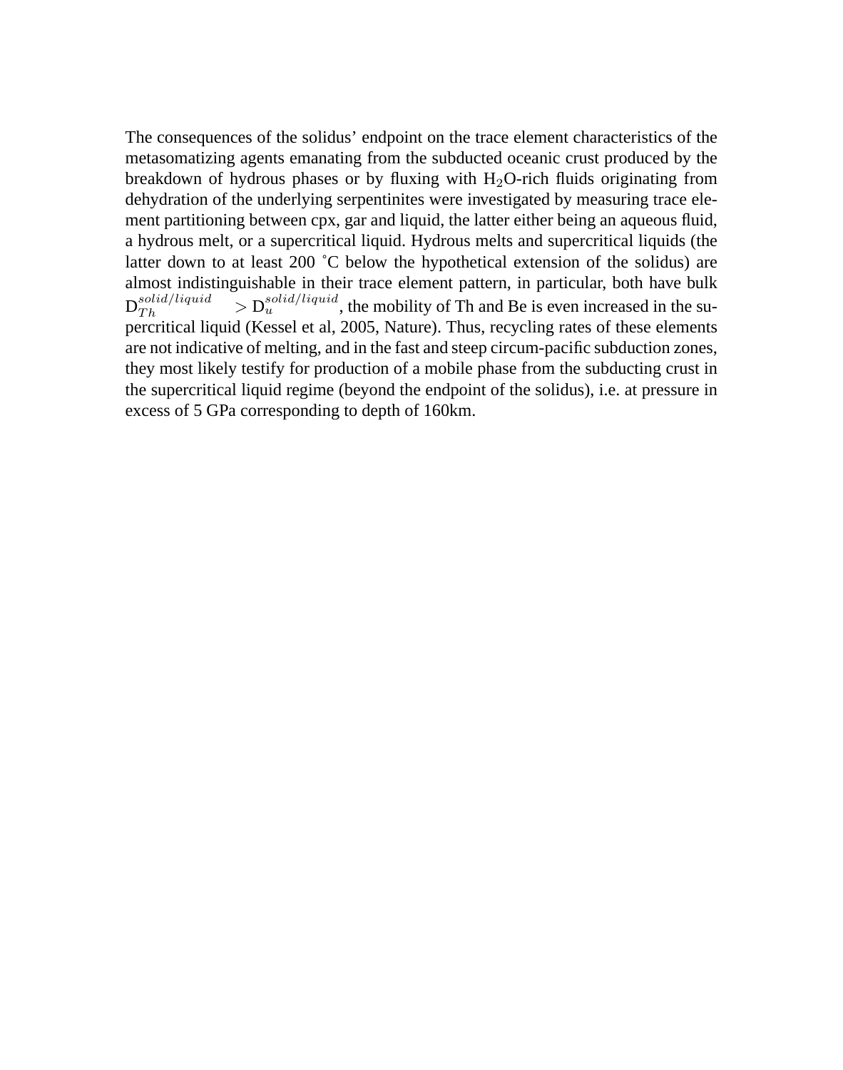The consequences of the solidus' endpoint on the trace element characteristics of the metasomatizing agents emanating from the subducted oceanic crust produced by the breakdown of hydrous phases or by fluxing with $H_2O$-rich fluids originating from dehydration of the underlying serpentinites were investigated by measuring trace element partitioning between cpx, gar and liquid, the latter either being an aqueous fluid, a hydrous melt, or a supercritical liquid. Hydrous melts and supercritical liquids (the latter down to at least 200 ˚C below the hypothetical extension of the solidus) are almost indistinguishable in their trace element pattern, in particular, both have bulk $D_{Th}^{solid/liquid} > D_{u}^{solid/liquid}$, the mobility of Th and Be is even increased in the supercritical liquid (Kessel et al, 2005, Nature). Thus, recycling rates of these elements are not indicative of melting, and in the fast and steep circum-pacific subduction zones, they most likely testify for production of a mobile phase from the subducting crust in the supercritical liquid regime (beyond the endpoint of the solidus), i.e. at pressure in excess of 5 GPa corresponding to depth of 160km.